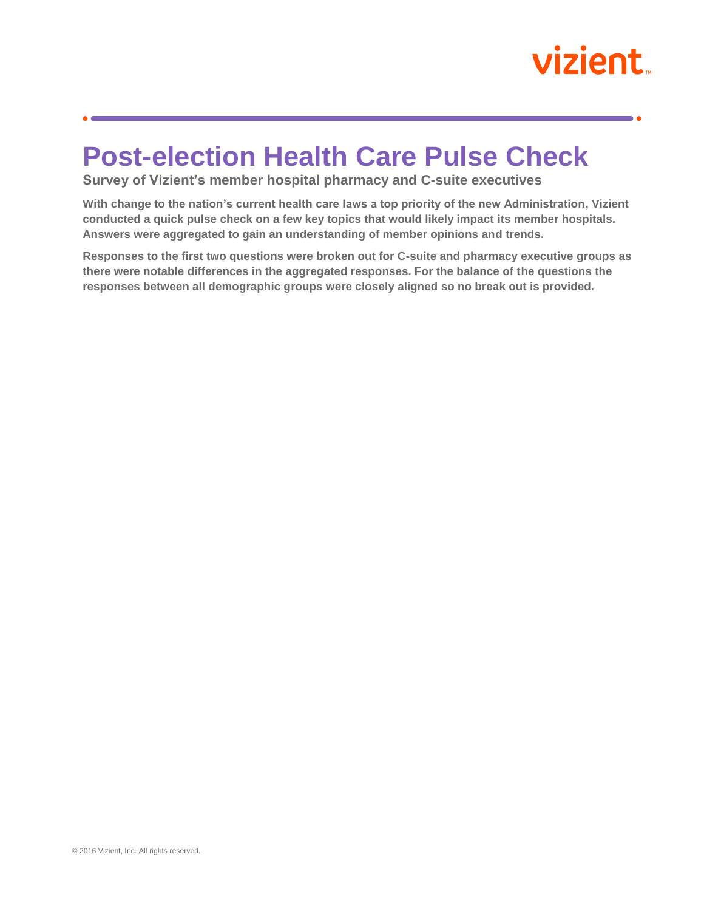# Post-election Health Care Pulse Check

**Survey of Vizient's member hospital pharmacy and C-suite executives**

**With change to the nation's current health care laws a top priority of the new Administration, Vizient conducted a quick pulse check on a few key topics that would likely impact its member hospitals. Answers were aggregated to gain an understanding of member opinions and trends.**

**Responses to the first two questions were broken out for C-suite and pharmacy executive groups as there were notable differences in the aggregated responses. For the balance of the questions the responses between all demographic groups were closely aligned so no break out is provided.**

© 2016 Vizient, Inc. All rights reserved.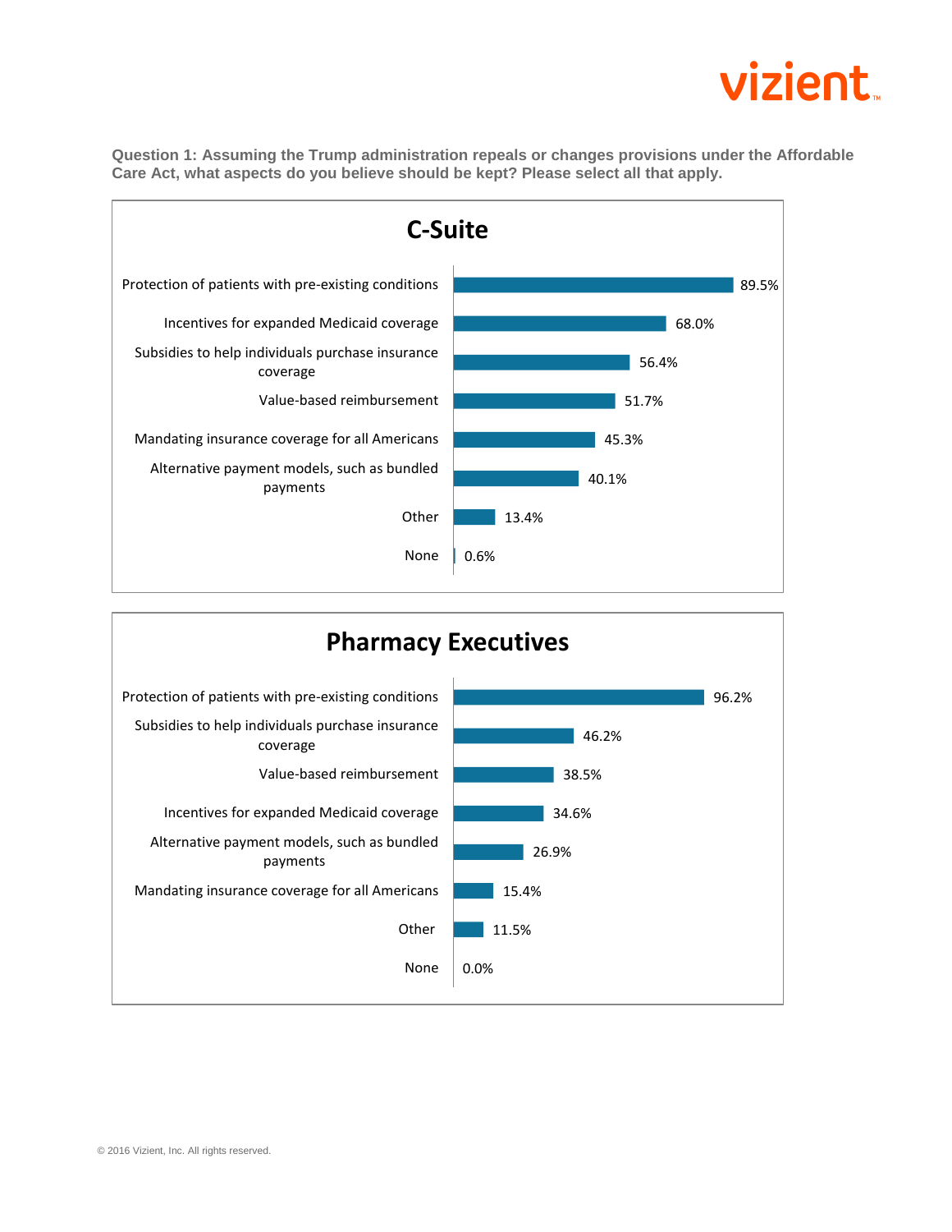**Question 1: Assuming the Trump administration repeals or changes provisions under the Affordable Care Act, what aspects do you believe should be kept? Please select all that apply.**

## C-Suite

| Response | Percentage |
| --- | --- |
| Protection of patients with pre-existing conditions | 89.5% |
| Incentives for expanded Medicaid coverage | 68.0% |
| Subsidies to help individuals purchase insurance coverage | 56.4% |
| Value-based reimbursement | 51.7% |
| Mandating insurance coverage for all Americans | 45.3% |
| Alternative payment models, such as bundled payments | 40.1% |
| Other | 13.4% |
| None | 0.6% |

## Pharmacy Executives

| Response | Percentage |
| --- | --- |
| Protection of patients with pre-existing conditions | 96.2% |
| Subsidies to help individuals purchase insurance coverage | 46.2% |
| Value-based reimbursement | 38.5% |
| Incentives for expanded Medicaid coverage | 34.6% |
| Alternative payment models, such as bundled payments | 26.9% |
| Mandating insurance coverage for all Americans | 15.4% |
| Other | 11.5% |
| None | 0.0% |

© 2016 Vizient, Inc. All rights reserved.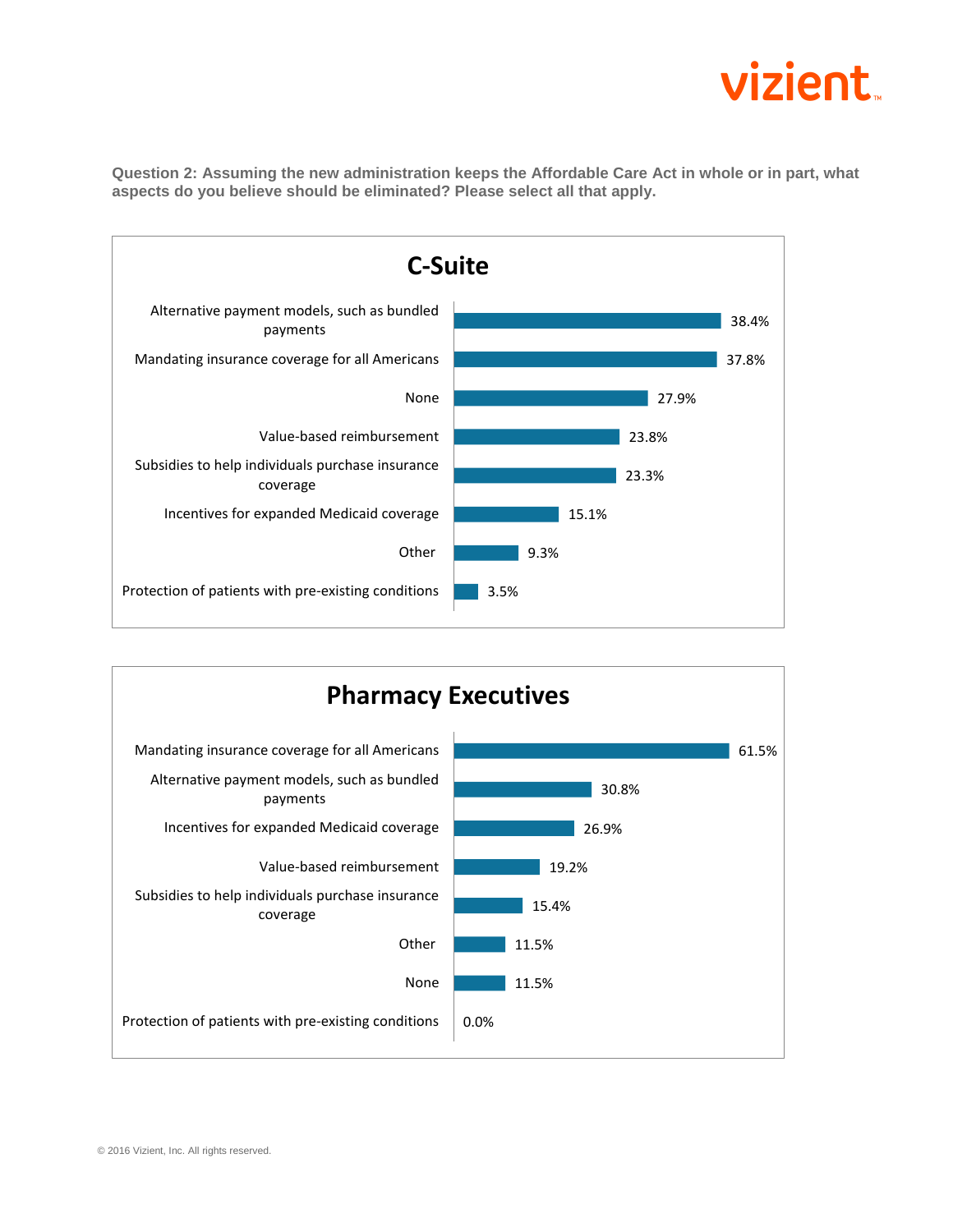**Question 2: Assuming the new administration keeps the Affordable Care Act in whole or in part, what aspects do you believe should be eliminated? Please select all that apply.**

## C-Suite

| Response | Percentage |
|---|---|
| Alternative payment models, such as bundled payments | 38.4% |
| Mandating insurance coverage for all Americans | 37.8% |
| None | 27.9% |
| Value-based reimbursement | 23.8% |
| Subsidies to help individuals purchase insurance coverage | 23.3% |
| Incentives for expanded Medicaid coverage | 15.1% |
| Other | 9.3% |
| Protection of patients with pre-existing conditions | 3.5% |

## Pharmacy Executives

| Response | Percentage |
|---|---|
| Mandating insurance coverage for all Americans | 61.5% |
| Alternative payment models, such as bundled payments | 30.8% |
| Incentives for expanded Medicaid coverage | 26.9% |
| Value-based reimbursement | 19.2% |
| Subsidies to help individuals purchase insurance coverage | 15.4% |
| Other | 11.5% |
| None | 11.5% |
| Protection of patients with pre-existing conditions | 0.0% |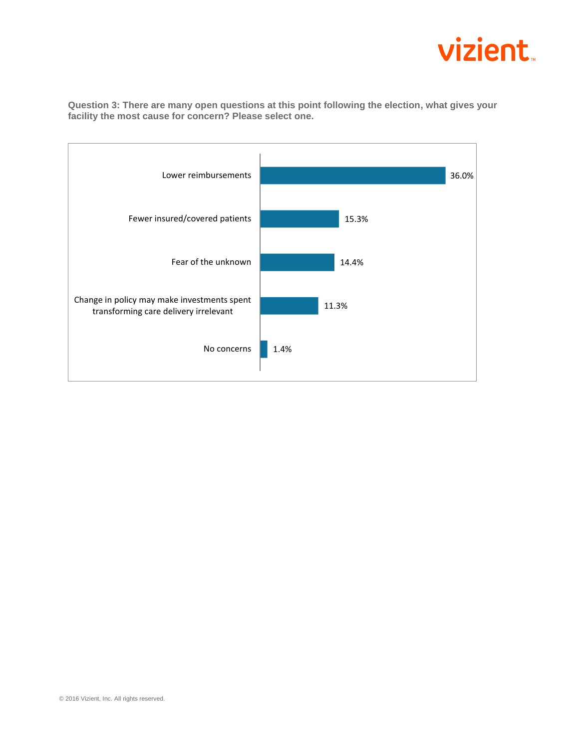**Question 3: There are many open questions at this point following the election, what gives your facility the most cause for concern? Please select one.**

| Response | Percentage |
|---|---|
| Lower reimbursements | 36.0% |
| Fewer insured/covered patients | 15.3% |
| Fear of the unknown | 14.4% |
| Change in policy may make investments spent transforming care delivery irrelevant | 11.3% |
| No concerns | 1.4% |

© 2016 Vizient, Inc. All rights reserved.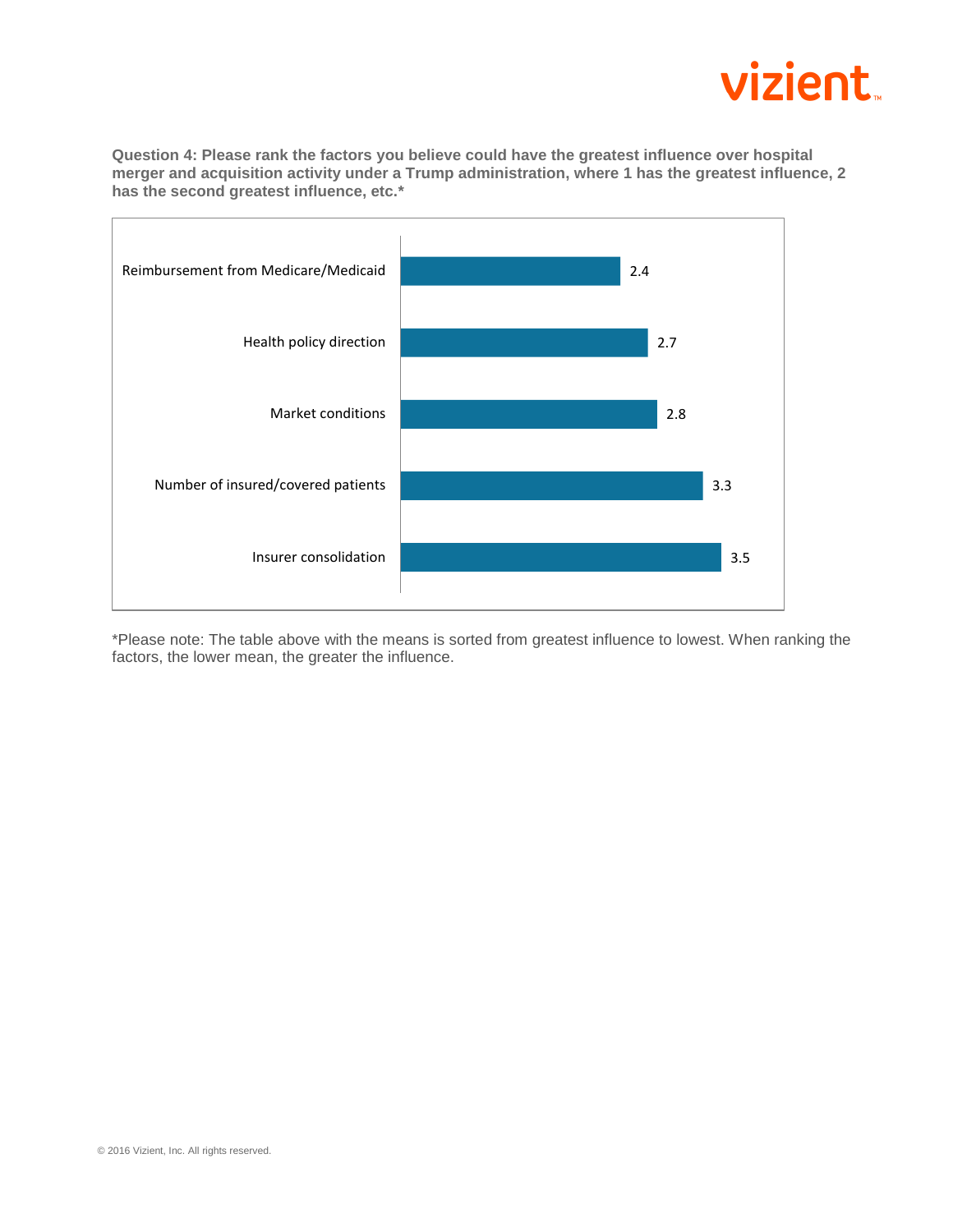**Question 4: Please rank the factors you believe could have the greatest influence over hospital merger and acquisition activity under a Trump administration, where 1 has the greatest influence, 2 has the second greatest influence, etc.***

| Factor | Mean |
|---|---|
| Reimbursement from Medicare/Medicaid | 2.4 |
| Health policy direction | 2.7 |
| Market conditions | 2.8 |
| Number of insured/covered patients | 3.3 |
| Insurer consolidation | 3.5 |

*Please note: The table above with the means is sorted from greatest influence to lowest. When ranking the factors, the lower mean, the greater the influence.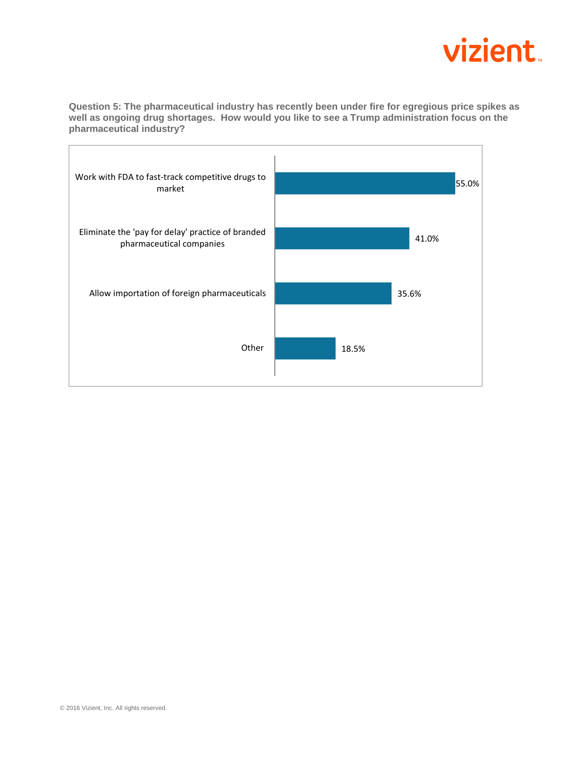**Question 5: The pharmaceutical industry has recently been under fire for egregious price spikes as well as ongoing drug shortages. How would you like to see a Trump administration focus on the pharmaceutical industry?**

| Response | Percentage |
|---|---|
| Work with FDA to fast-track competitive drugs to market | 55.0% |
| Eliminate the 'pay for delay' practice of branded pharmaceutical companies | 41.0% |
| Allow importation of foreign pharmaceuticals | 35.6% |
| Other | 18.5% |

© 2016 Vizient, Inc. All rights reserved.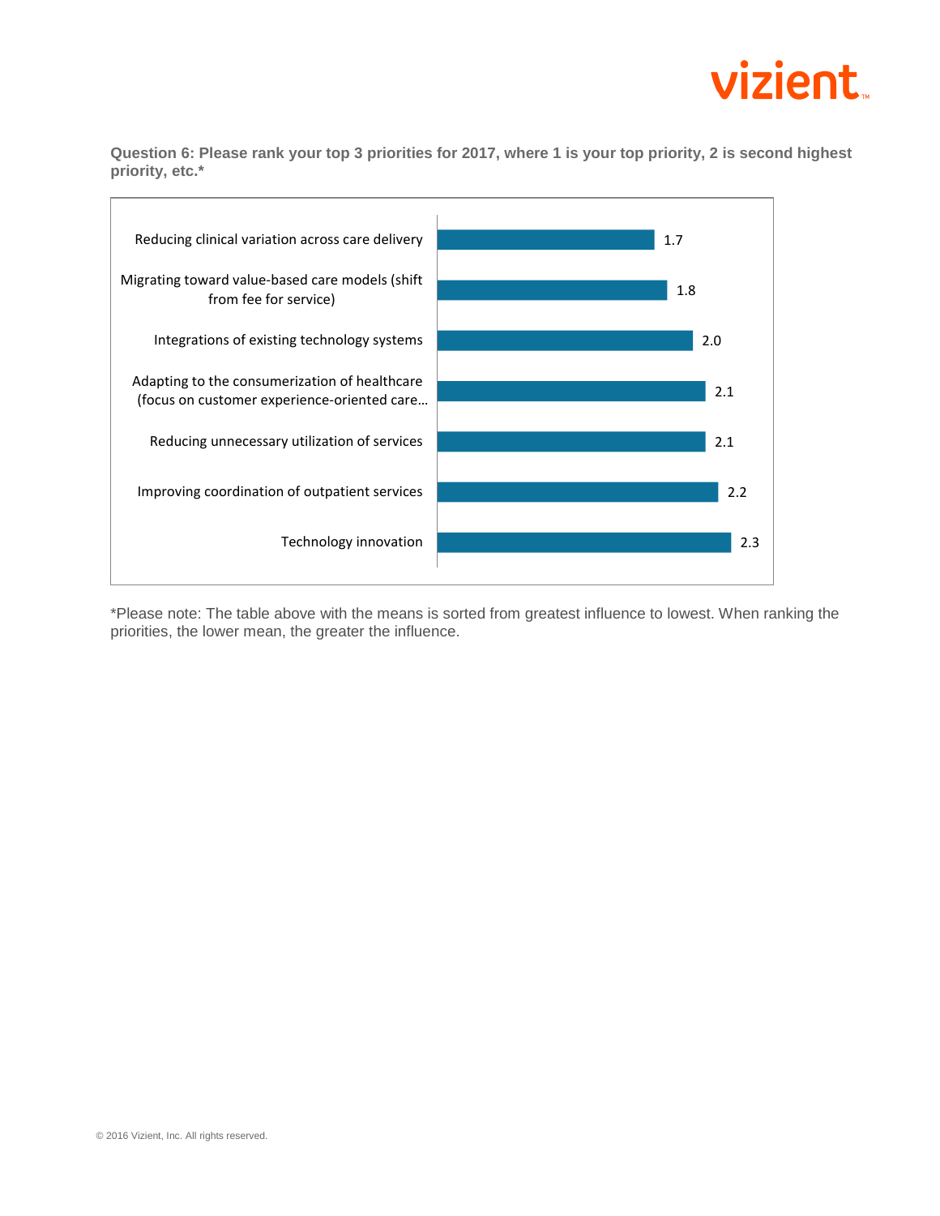**Question 6: Please rank your top 3 priorities for 2017, where 1 is your top priority, 2 is second highest priority, etc.***

| Priority | Mean |
| --- | --- |
| Reducing clinical variation across care delivery | 1.7 |
| Migrating toward value-based care models (shift from fee for service) | 1.8 |
| Integrations of existing technology systems | 2.0 |
| Adapting to the consumerization of healthcare (focus on customer experience-oriented care… | 2.1 |
| Reducing unnecessary utilization of services | 2.1 |
| Improving coordination of outpatient services | 2.2 |
| Technology innovation | 2.3 |

*Please note: The table above with the means is sorted from greatest influence to lowest. When ranking the priorities, the lower mean, the greater the influence.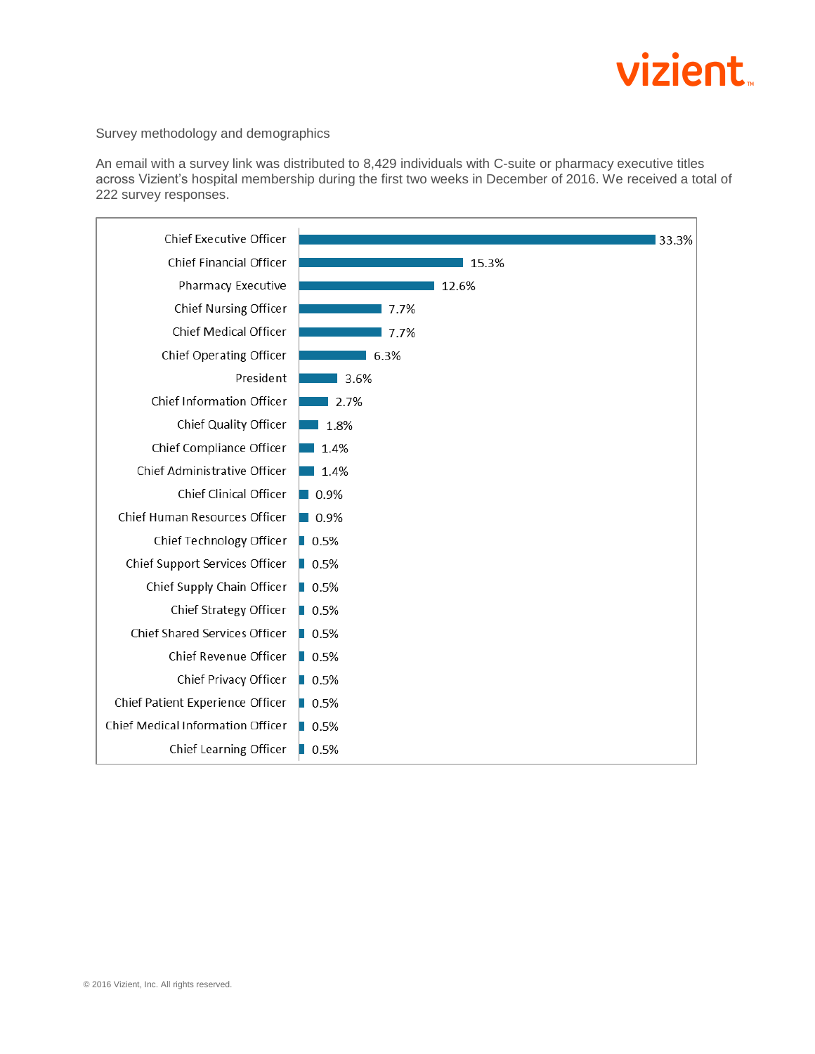Survey methodology and demographics

An email with a survey link was distributed to 8,429 individuals with C-suite or pharmacy executive titles across Vizient's hospital membership during the first two weeks in December of 2016. We received a total of 222 survey responses.

Chief Executive Officer 33.3%
Chief Financial Officer 15.3%
Pharmacy Executive 12.6%
Chief Nursing Officer 7.7%
Chief Medical Officer 7.7%
Chief Operating Officer 6.3%
President 3.6%
Chief Information Officer 2.7%
Chief Quality Officer 1.8%
Chief Compliance Officer 1.4%
Chief Administrative Officer 1.4%
Chief Clinical Officer 0.9%
Chief Human Resources Officer 0.9%
Chief Technology Officer 0.5%
Chief Support Services Officer 0.5%
Chief Supply Chain Officer 0.5%
Chief Strategy Officer 0.5%
Chief Shared Services Officer 0.5%
Chief Revenue Officer 0.5%
Chief Privacy Officer 0.5%
Chief Patient Experience Officer 0.5%
Chief Medical Information Officer 0.5%
Chief Learning Officer 0.5%

© 2016 Vizient, Inc. All rights reserved.